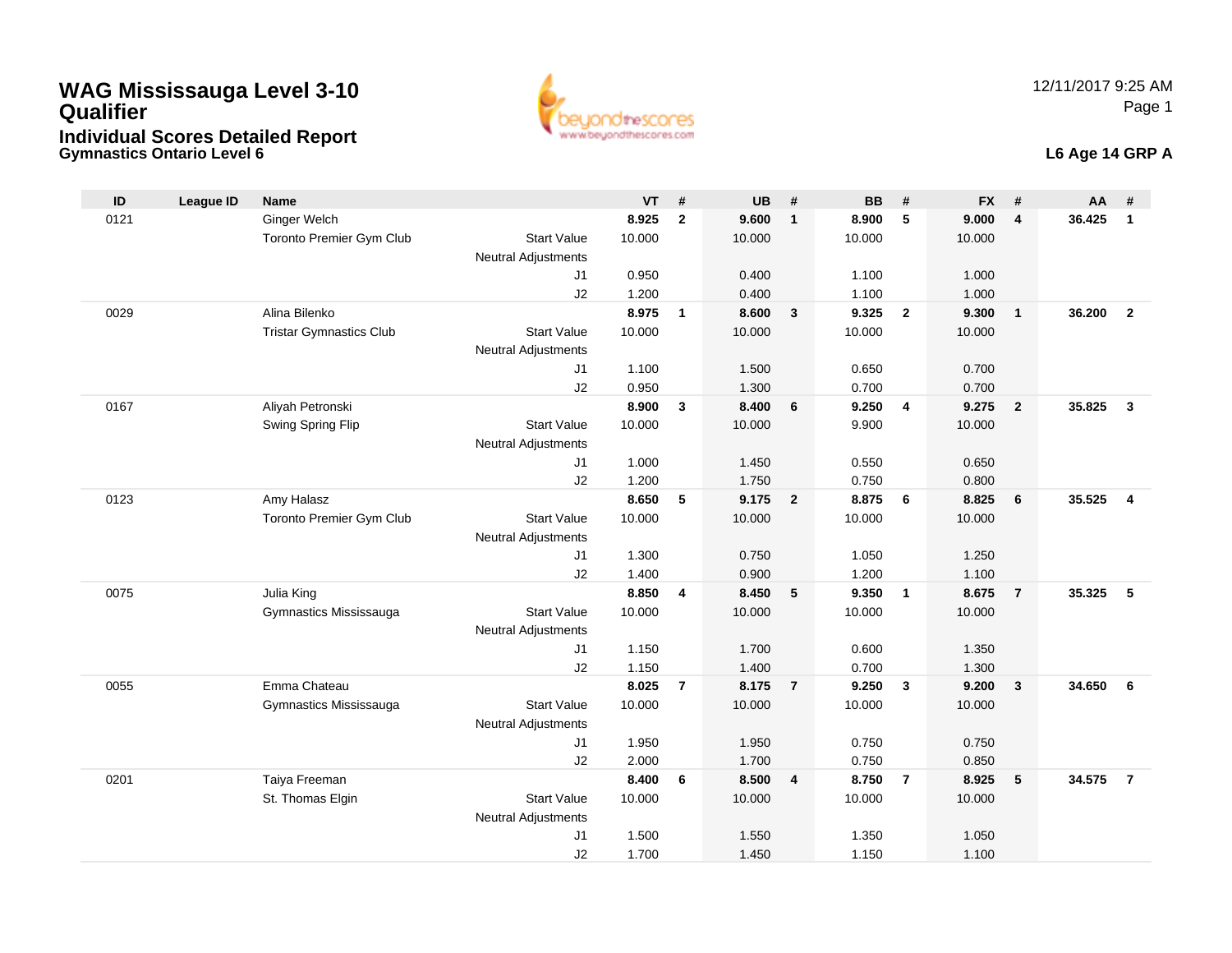# WAG Mississauga Level 3-10 Qualifier

## Individual Scores Detailed Report

**Gymnastics Ontario Level 6**

12/11/2017 9:25 AM

**L6 Age 14 GRP A**

| ID | League ID | Name | | VT | # | UB | # | BB | # | FX | # | AA | # |
|---|---|---|---|---|---|---|---|---|---|---|---|---|---|
| 0121 | | Ginger Welch | | **8.925** | **2** | **9.600** | **1** | **8.900** | **5** | **9.000** | **4** | **36.425** | **1** |
| | | Toronto Premier Gym Club | Start Value | 10.000 | | 10.000 | | 10.000 | | 10.000 | | | |
| | | | Neutral Adjustments | | | | | | | | | | |
| | | | J1 | 0.950 | | 0.400 | | 1.100 | | 1.000 | | | |
| | | | J2 | 1.200 | | 0.400 | | 1.100 | | 1.000 | | | |
| 0029 | | Alina Bilenko | | **8.975** | **1** | **8.600** | **3** | **9.325** | **2** | **9.300** | **1** | **36.200** | **2** |
| | | Tristar Gymnastics Club | Start Value | 10.000 | | 10.000 | | 10.000 | | 10.000 | | | |
| | | | Neutral Adjustments | | | | | | | | | | |
| | | | J1 | 1.100 | | 1.500 | | 0.650 | | 0.700 | | | |
| | | | J2 | 0.950 | | 1.300 | | 0.700 | | 0.700 | | | |
| 0167 | | Aliyah Petronski | | **8.900** | **3** | **8.400** | **6** | **9.250** | **4** | **9.275** | **2** | **35.825** | **3** |
| | | Swing Spring Flip | Start Value | 10.000 | | 10.000 | | 9.900 | | 10.000 | | | |
| | | | Neutral Adjustments | | | | | | | | | | |
| | | | J1 | 1.000 | | 1.450 | | 0.550 | | 0.650 | | | |
| | | | J2 | 1.200 | | 1.750 | | 0.750 | | 0.800 | | | |
| 0123 | | Amy Halasz | | **8.650** | **5** | **9.175** | **2** | **8.875** | **6** | **8.825** | **6** | **35.525** | **4** |
| | | Toronto Premier Gym Club | Start Value | 10.000 | | 10.000 | | 10.000 | | 10.000 | | | |
| | | | Neutral Adjustments | | | | | | | | | | |
| | | | J1 | 1.300 | | 0.750 | | 1.050 | | 1.250 | | | |
| | | | J2 | 1.400 | | 0.900 | | 1.200 | | 1.100 | | | |
| 0075 | | Julia King | | **8.850** | **4** | **8.450** | **5** | **9.350** | **1** | **8.675** | **7** | **35.325** | **5** |
| | | Gymnastics Mississauga | Start Value | 10.000 | | 10.000 | | 10.000 | | 10.000 | | | |
| | | | Neutral Adjustments | | | | | | | | | | |
| | | | J1 | 1.150 | | 1.700 | | 0.600 | | 1.350 | | | |
| | | | J2 | 1.150 | | 1.400 | | 0.700 | | 1.300 | | | |
| 0055 | | Emma Chateau | | **8.025** | **7** | **8.175** | **7** | **9.250** | **3** | **9.200** | **3** | **34.650** | **6** |
| | | Gymnastics Mississauga | Start Value | 10.000 | | 10.000 | | 10.000 | | 10.000 | | | |
| | | | Neutral Adjustments | | | | | | | | | | |
| | | | J1 | 1.950 | | 1.950 | | 0.750 | | 0.750 | | | |
| | | | J2 | 2.000 | | 1.700 | | 0.750 | | 0.850 | | | |
| 0201 | | Taiya Freeman | | **8.400** | **6** | **8.500** | **4** | **8.750** | **7** | **8.925** | **5** | **34.575** | **7** |
| | | St. Thomas Elgin | Start Value | 10.000 | | 10.000 | | 10.000 | | 10.000 | | | |
| | | | Neutral Adjustments | | | | | | | | | | |
| | | | J1 | 1.500 | | 1.550 | | 1.350 | | 1.050 | | | |
| | | | J2 | 1.700 | | 1.450 | | 1.150 | | 1.100 | | | |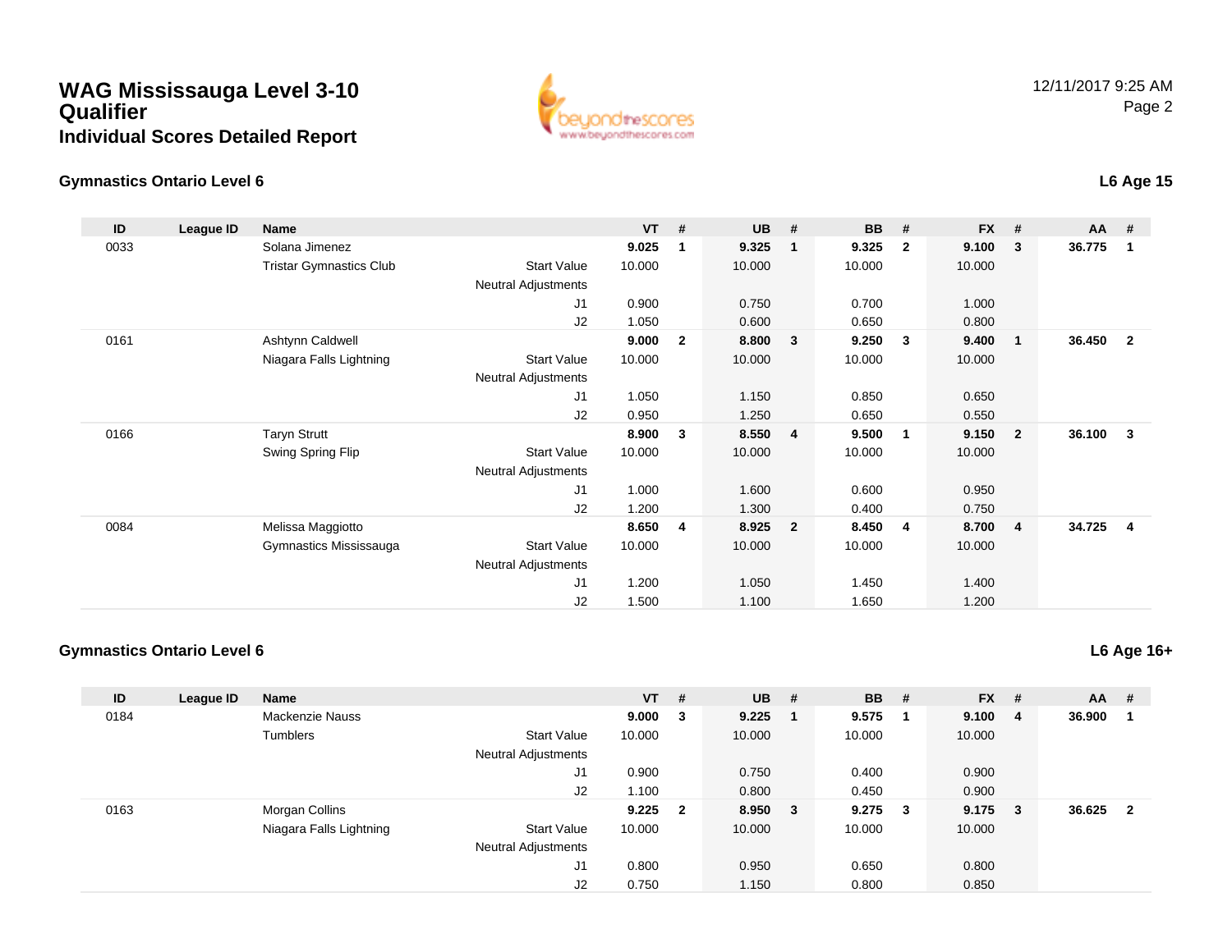# WAG Mississauga Level 3-10 Qualifier

## Individual Scores Detailed Report

12/11/2017 9:25 AM

### Gymnastics Ontario Level 6

**L6 Age 15**

| ID | League ID | Name | | VT | # | UB | # | BB | # | FX | # | AA | # |
|---|---|---|---|---|---|---|---|---|---|---|---|---|---|
| 0033 | | Solana Jimenez | | **9.025** | **1** | **9.325** | **1** | **9.325** | **2** | **9.100** | **3** | **36.775** | **1** |
| | | Tristar Gymnastics Club | Start Value | 10.000 | | 10.000 | | 10.000 | | 10.000 | | | |
| | | | Neutral Adjustments | | | | | | | | | | |
| | | | J1 | 0.900 | | 0.750 | | 0.700 | | 1.000 | | | |
| | | | J2 | 1.050 | | 0.600 | | 0.650 | | 0.800 | | | |
| 0161 | | Ashtynn Caldwell | | **9.000** | **2** | **8.800** | **3** | **9.250** | **3** | **9.400** | **1** | **36.450** | **2** |
| | | Niagara Falls Lightning | Start Value | 10.000 | | 10.000 | | 10.000 | | 10.000 | | | |
| | | | Neutral Adjustments | | | | | | | | | | |
| | | | J1 | 1.050 | | 1.150 | | 0.850 | | 0.650 | | | |
| | | | J2 | 0.950 | | 1.250 | | 0.650 | | 0.550 | | | |
| 0166 | | Taryn Strutt | | **8.900** | **3** | **8.550** | **4** | **9.500** | **1** | **9.150** | **2** | **36.100** | **3** |
| | | Swing Spring Flip | Start Value | 10.000 | | 10.000 | | 10.000 | | 10.000 | | | |
| | | | Neutral Adjustments | | | | | | | | | | |
| | | | J1 | 1.000 | | 1.600 | | 0.600 | | 0.950 | | | |
| | | | J2 | 1.200 | | 1.300 | | 0.400 | | 0.750 | | | |
| 0084 | | Melissa Maggiotto | | **8.650** | **4** | **8.925** | **2** | **8.450** | **4** | **8.700** | **4** | **34.725** | **4** |
| | | Gymnastics Mississauga | Start Value | 10.000 | | 10.000 | | 10.000 | | 10.000 | | | |
| | | | Neutral Adjustments | | | | | | | | | | |
| | | | J1 | 1.200 | | 1.050 | | 1.450 | | 1.400 | | | |
| | | | J2 | 1.500 | | 1.100 | | 1.650 | | 1.200 | | | |

### Gymnastics Ontario Level 6

**L6 Age 16+**

| ID | League ID | Name | | VT | # | UB | # | BB | # | FX | # | AA | # |
|---|---|---|---|---|---|---|---|---|---|---|---|---|---|
| 0184 | | Mackenzie Nauss | | **9.000** | **3** | **9.225** | **1** | **9.575** | **1** | **9.100** | **4** | **36.900** | **1** |
| | | Tumblers | Start Value | 10.000 | | 10.000 | | 10.000 | | 10.000 | | | |
| | | | Neutral Adjustments | | | | | | | | | | |
| | | | J1 | 0.900 | | 0.750 | | 0.400 | | 0.900 | | | |
| | | | J2 | 1.100 | | 0.800 | | 0.450 | | 0.900 | | | |
| 0163 | | Morgan Collins | | **9.225** | **2** | **8.950** | **3** | **9.275** | **3** | **9.175** | **3** | **36.625** | **2** |
| | | Niagara Falls Lightning | Start Value | 10.000 | | 10.000 | | 10.000 | | 10.000 | | | |
| | | | Neutral Adjustments | | | | | | | | | | |
| | | | J1 | 0.800 | | 0.950 | | 0.650 | | 0.800 | | | |
| | | | J2 | 0.750 | | 1.150 | | 0.800 | | 0.850 | | | |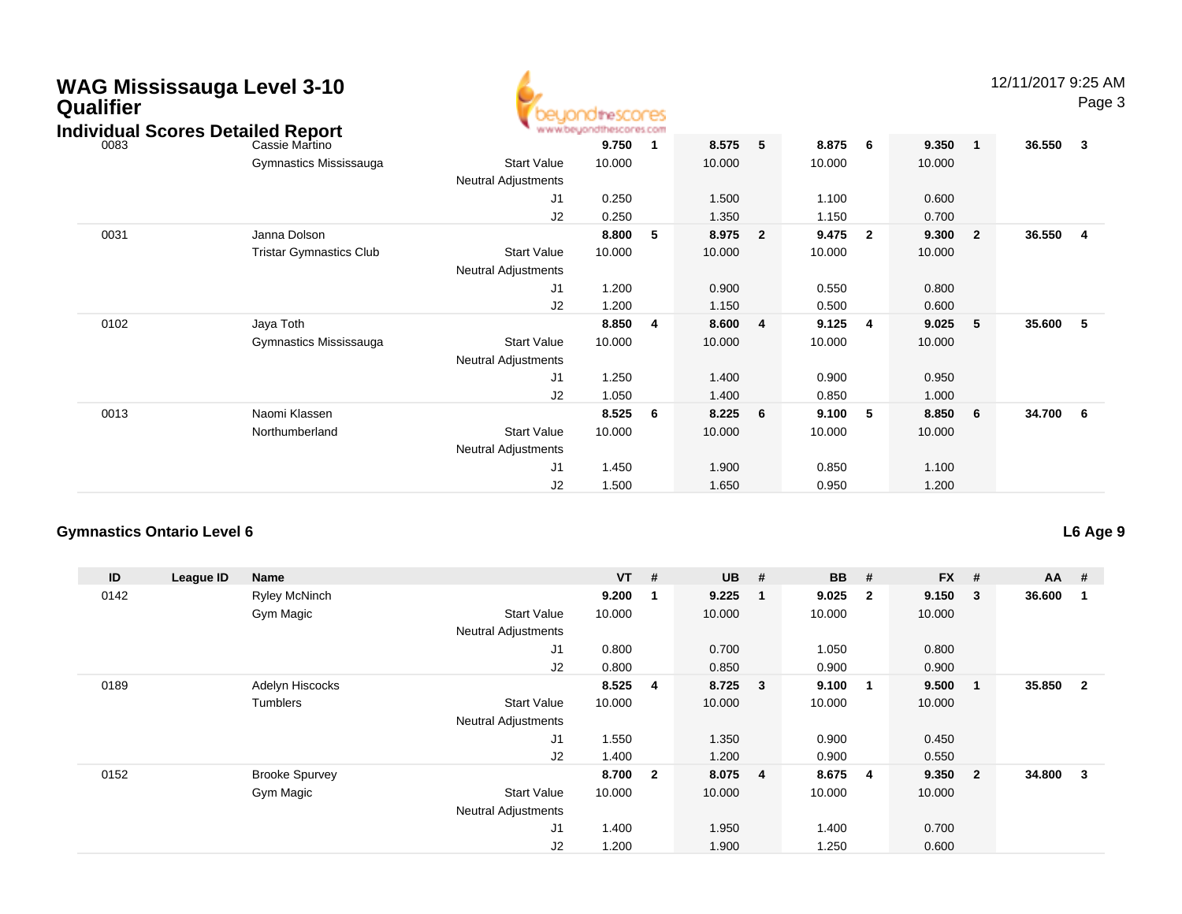# WAG Mississauga Level 3-10 Qualifier

## Individual Scores Detailed Report

| ID | League ID | Name | | VT | # | UB | # | BB | # | FX | # | AA | # |
|---|---|---|---|---|---|---|---|---|---|---|---|---|---|
| 0083 | | Cassie Martino | | **9.750** | **1** | **8.575** | **5** | **8.875** | **6** | **9.350** | **1** | **36.550** | **3** |
| | | Gymnastics Mississauga | Start Value | 10.000 | | 10.000 | | 10.000 | | 10.000 | | | |
| | | | Neutral Adjustments | | | | | | | | | | |
| | | | J1 | 0.250 | | 1.500 | | 1.100 | | 0.600 | | | |
| | | | J2 | 0.250 | | 1.350 | | 1.150 | | 0.700 | | | |
| 0031 | | Janna Dolson | | **8.800** | **5** | **8.975** | **2** | **9.475** | **2** | **9.300** | **2** | **36.550** | **4** |
| | | Tristar Gymnastics Club | Start Value | 10.000 | | 10.000 | | 10.000 | | 10.000 | | | |
| | | | Neutral Adjustments | | | | | | | | | | |
| | | | J1 | 1.200 | | 0.900 | | 0.550 | | 0.800 | | | |
| | | | J2 | 1.200 | | 1.150 | | 0.500 | | 0.600 | | | |
| 0102 | | Jaya Toth | | **8.850** | **4** | **8.600** | **4** | **9.125** | **4** | **9.025** | **5** | **35.600** | **5** |
| | | Gymnastics Mississauga | Start Value | 10.000 | | 10.000 | | 10.000 | | 10.000 | | | |
| | | | Neutral Adjustments | | | | | | | | | | |
| | | | J1 | 1.250 | | 1.400 | | 0.900 | | 0.950 | | | |
| | | | J2 | 1.050 | | 1.400 | | 0.850 | | 1.000 | | | |
| 0013 | | Naomi Klassen | | **8.525** | **6** | **8.225** | **6** | **9.100** | **5** | **8.850** | **6** | **34.700** | **6** |
| | | Northumberland | Start Value | 10.000 | | 10.000 | | 10.000 | | 10.000 | | | |
| | | | Neutral Adjustments | | | | | | | | | | |
| | | | J1 | 1.450 | | 1.900 | | 0.850 | | 1.100 | | | |
| | | | J2 | 1.500 | | 1.650 | | 0.950 | | 1.200 | | | |

### Gymnastics Ontario Level 6

**L6 Age 9**

| ID | League ID | Name | | VT | # | UB | # | BB | # | FX | # | AA | # |
|---|---|---|---|---|---|---|---|---|---|---|---|---|---|
| 0142 | | Ryley McNinch | | **9.200** | **1** | **9.225** | **1** | **9.025** | **2** | **9.150** | **3** | **36.600** | **1** |
| | | Gym Magic | Start Value | 10.000 | | 10.000 | | 10.000 | | 10.000 | | | |
| | | | Neutral Adjustments | | | | | | | | | | |
| | | | J1 | 0.800 | | 0.700 | | 1.050 | | 0.800 | | | |
| | | | J2 | 0.800 | | 0.850 | | 0.900 | | 0.900 | | | |
| 0189 | | Adelyn Hiscocks | | **8.525** | **4** | **8.725** | **3** | **9.100** | **1** | **9.500** | **1** | **35.850** | **2** |
| | | Tumblers | Start Value | 10.000 | | 10.000 | | 10.000 | | 10.000 | | | |
| | | | Neutral Adjustments | | | | | | | | | | |
| | | | J1 | 1.550 | | 1.350 | | 0.900 | | 0.450 | | | |
| | | | J2 | 1.400 | | 1.200 | | 0.900 | | 0.550 | | | |
| 0152 | | Brooke Spurvey | | **8.700** | **2** | **8.075** | **4** | **8.675** | **4** | **9.350** | **2** | **34.800** | **3** |
| | | Gym Magic | Start Value | 10.000 | | 10.000 | | 10.000 | | 10.000 | | | |
| | | | Neutral Adjustments | | | | | | | | | | |
| | | | J1 | 1.400 | | 1.950 | | 1.400 | | 0.700 | | | |
| | | | J2 | 1.200 | | 1.900 | | 1.250 | | 0.600 | | | |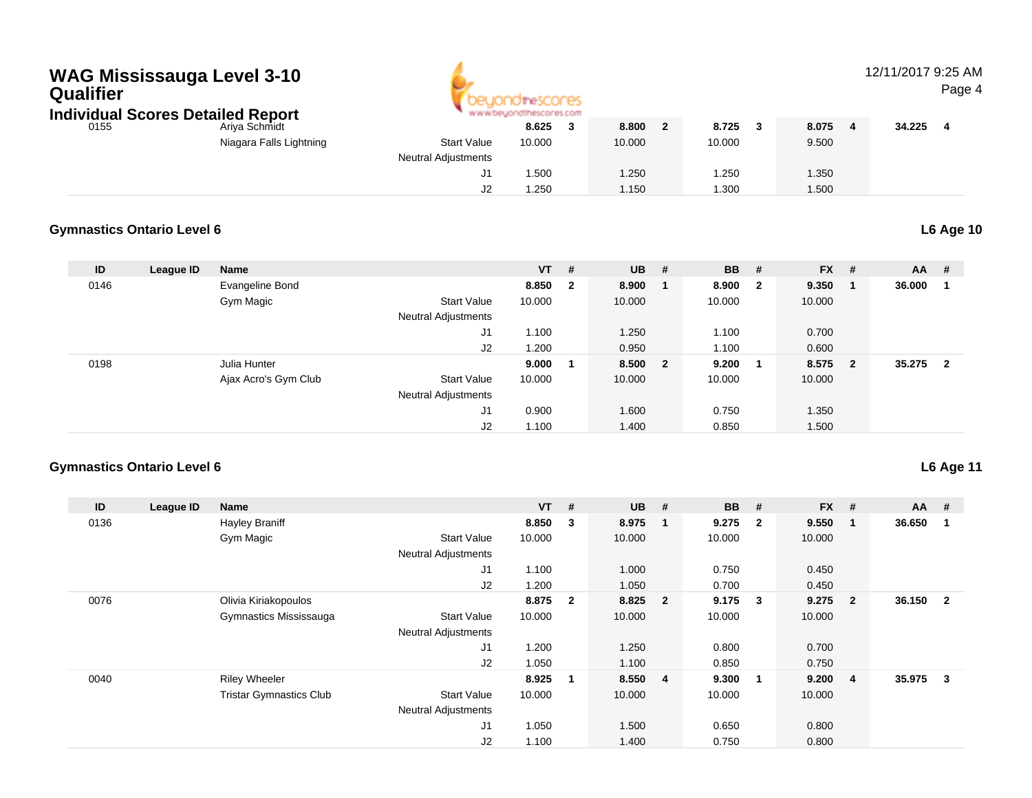# WAG Mississauga Level 3-10 Qualifier

## Individual Scores Detailed Report

| ID | League ID | Name | | VT | # | UB | # | BB | # | FX | # | AA | # |
|---|---|---|---|---|---|---|---|---|---|---|---|---|---|
| 0155 | | Ariya Schmidt | | **8.625** | **3** | **8.800** | **2** | **8.725** | **3** | **8.075** | **4** | **34.225** | **4** |
| | | Niagara Falls Lightning | Start Value | 10.000 | | 10.000 | | 10.000 | | 9.500 | | | |
| | | | Neutral Adjustments | | | | | | | | | | |
| | | | J1 | 1.500 | | 1.250 | | 1.250 | | 1.350 | | | |
| | | | J2 | 1.250 | | 1.150 | | 1.300 | | 1.500 | | | |

### Gymnastics Ontario Level 6 — L6 Age 10

| ID | League ID | Name | | VT | # | UB | # | BB | # | FX | # | AA | # |
|---|---|---|---|---|---|---|---|---|---|---|---|---|---|
| 0146 | | Evangeline Bond | | **8.850** | **2** | **8.900** | **1** | **8.900** | **2** | **9.350** | **1** | **36.000** | **1** |
| | | Gym Magic | Start Value | 10.000 | | 10.000 | | 10.000 | | 10.000 | | | |
| | | | Neutral Adjustments | | | | | | | | | | |
| | | | J1 | 1.100 | | 1.250 | | 1.100 | | 0.700 | | | |
| | | | J2 | 1.200 | | 0.950 | | 1.100 | | 0.600 | | | |
| 0198 | | Julia Hunter | | **9.000** | **1** | **8.500** | **2** | **9.200** | **1** | **8.575** | **2** | **35.275** | **2** |
| | | Ajax Acro's Gym Club | Start Value | 10.000 | | 10.000 | | 10.000 | | 10.000 | | | |
| | | | Neutral Adjustments | | | | | | | | | | |
| | | | J1 | 0.900 | | 1.600 | | 0.750 | | 1.350 | | | |
| | | | J2 | 1.100 | | 1.400 | | 0.850 | | 1.500 | | | |

### Gymnastics Ontario Level 6 — L6 Age 11

| ID | League ID | Name | | VT | # | UB | # | BB | # | FX | # | AA | # |
|---|---|---|---|---|---|---|---|---|---|---|---|---|---|
| 0136 | | Hayley Braniff | | **8.850** | **3** | **8.975** | **1** | **9.275** | **2** | **9.550** | **1** | **36.650** | **1** |
| | | Gym Magic | Start Value | 10.000 | | 10.000 | | 10.000 | | 10.000 | | | |
| | | | Neutral Adjustments | | | | | | | | | | |
| | | | J1 | 1.100 | | 1.000 | | 0.750 | | 0.450 | | | |
| | | | J2 | 1.200 | | 1.050 | | 0.700 | | 0.450 | | | |
| 0076 | | Olivia Kiriakopoulos | | **8.875** | **2** | **8.825** | **2** | **9.175** | **3** | **9.275** | **2** | **36.150** | **2** |
| | | Gymnastics Mississauga | Start Value | 10.000 | | 10.000 | | 10.000 | | 10.000 | | | |
| | | | Neutral Adjustments | | | | | | | | | | |
| | | | J1 | 1.200 | | 1.250 | | 0.800 | | 0.700 | | | |
| | | | J2 | 1.050 | | 1.100 | | 0.850 | | 0.750 | | | |
| 0040 | | Riley Wheeler | | **8.925** | **1** | **8.550** | **4** | **9.300** | **1** | **9.200** | **4** | **35.975** | **3** |
| | | Tristar Gymnastics Club | Start Value | 10.000 | | 10.000 | | 10.000 | | 10.000 | | | |
| | | | Neutral Adjustments | | | | | | | | | | |
| | | | J1 | 1.050 | | 1.500 | | 0.650 | | 0.800 | | | |
| | | | J2 | 1.100 | | 1.400 | | 0.750 | | 0.800 | | | |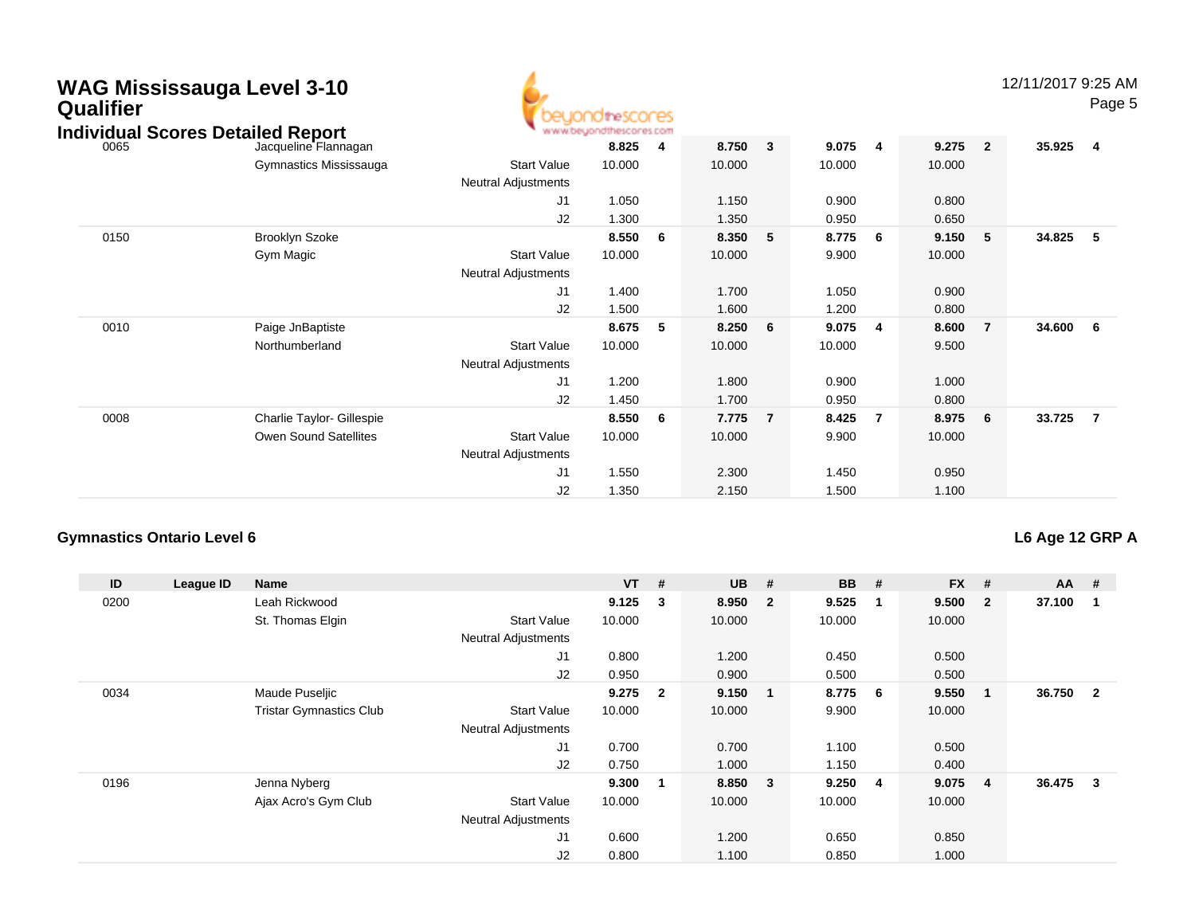# WAG Mississauga Level 3-10 Qualifier

## Individual Scores Detailed Report

| ID | League ID | Name | | VT | # | UB | # | BB | # | FX | # | AA | # |
|---|---|---|---|---|---|---|---|---|---|---|---|---|---|
| 0065 | | Jacqueline Flannagan | | **8.825** | **4** | **8.750** | **3** | **9.075** | **4** | **9.275** | **2** | **35.925** | **4** |
| | | Gymnastics Mississauga | Start Value | 10.000 | | 10.000 | | 10.000 | | 10.000 | | | |
| | | | Neutral Adjustments | | | | | | | | | | |
| | | | J1 | 1.050 | | 1.150 | | 0.900 | | 0.800 | | | |
| | | | J2 | 1.300 | | 1.350 | | 0.950 | | 0.650 | | | |
| 0150 | | Brooklyn Szoke | | **8.550** | **6** | **8.350** | **5** | **8.775** | **6** | **9.150** | **5** | **34.825** | **5** |
| | | Gym Magic | Start Value | 10.000 | | 10.000 | | 9.900 | | 10.000 | | | |
| | | | Neutral Adjustments | | | | | | | | | | |
| | | | J1 | 1.400 | | 1.700 | | 1.050 | | 0.900 | | | |
| | | | J2 | 1.500 | | 1.600 | | 1.200 | | 0.800 | | | |
| 0010 | | Paige JnBaptiste | | **8.675** | **5** | **8.250** | **6** | **9.075** | **4** | **8.600** | **7** | **34.600** | **6** |
| | | Northumberland | Start Value | 10.000 | | 10.000 | | 10.000 | | 9.500 | | | |
| | | | Neutral Adjustments | | | | | | | | | | |
| | | | J1 | 1.200 | | 1.800 | | 0.900 | | 1.000 | | | |
| | | | J2 | 1.450 | | 1.700 | | 0.950 | | 0.800 | | | |
| 0008 | | Charlie Taylor- Gillespie | | **8.550** | **6** | **7.775** | **7** | **8.425** | **7** | **8.975** | **6** | **33.725** | **7** |
| | | Owen Sound Satellites | Start Value | 10.000 | | 10.000 | | 9.900 | | 10.000 | | | |
| | | | Neutral Adjustments | | | | | | | | | | |
| | | | J1 | 1.550 | | 2.300 | | 1.450 | | 0.950 | | | |
| | | | J2 | 1.350 | | 2.150 | | 1.500 | | 1.100 | | | |

### Gymnastics Ontario Level 6

**L6 Age 12 GRP A**

| ID | League ID | Name | | VT | # | UB | # | BB | # | FX | # | AA | # |
|---|---|---|---|---|---|---|---|---|---|---|---|---|---|
| 0200 | | Leah Rickwood | | **9.125** | **3** | **8.950** | **2** | **9.525** | **1** | **9.500** | **2** | **37.100** | **1** |
| | | St. Thomas Elgin | Start Value | 10.000 | | 10.000 | | 10.000 | | 10.000 | | | |
| | | | Neutral Adjustments | | | | | | | | | | |
| | | | J1 | 0.800 | | 1.200 | | 0.450 | | 0.500 | | | |
| | | | J2 | 0.950 | | 0.900 | | 0.500 | | 0.500 | | | |
| 0034 | | Maude Puseljic | | **9.275** | **2** | **9.150** | **1** | **8.775** | **6** | **9.550** | **1** | **36.750** | **2** |
| | | Tristar Gymnastics Club | Start Value | 10.000 | | 10.000 | | 9.900 | | 10.000 | | | |
| | | | Neutral Adjustments | | | | | | | | | | |
| | | | J1 | 0.700 | | 0.700 | | 1.100 | | 0.500 | | | |
| | | | J2 | 0.750 | | 1.000 | | 1.150 | | 0.400 | | | |
| 0196 | | Jenna Nyberg | | **9.300** | **1** | **8.850** | **3** | **9.250** | **4** | **9.075** | **4** | **36.475** | **3** |
| | | Ajax Acro's Gym Club | Start Value | 10.000 | | 10.000 | | 10.000 | | 10.000 | | | |
| | | | Neutral Adjustments | | | | | | | | | | |
| | | | J1 | 0.600 | | 1.200 | | 0.650 | | 0.850 | | | |
| | | | J2 | 0.800 | | 1.100 | | 0.850 | | 1.000 | | | |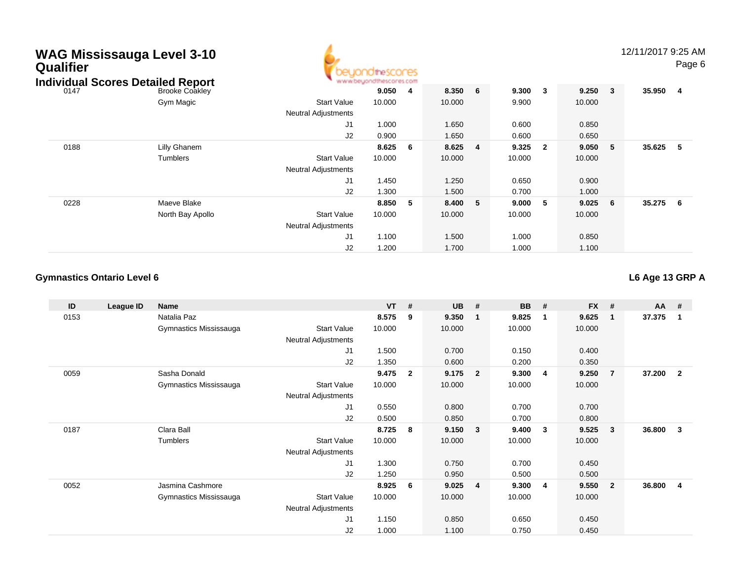# WAG Mississauga Level 3-10 Qualifier

## Individual Scores Detailed Report

| ID | League ID | Name | | VT | # | UB | # | BB | # | FX | # | AA | # |
|---|---|---|---|---|---|---|---|---|---|---|---|---|---|
| 0147 | | Brooke Coakley | | **9.050** | **4** | **8.350** | **6** | **9.300** | **3** | **9.250** | **3** | **35.950** | **4** |
| | | Gym Magic | Start Value | 10.000 | | 10.000 | | 9.900 | | 10.000 | | | |
| | | | Neutral Adjustments | | | | | | | | | | |
| | | | J1 | 1.000 | | 1.650 | | 0.600 | | 0.850 | | | |
| | | | J2 | 0.900 | | 1.650 | | 0.600 | | 0.650 | | | |
| 0188 | | Lilly Ghanem | | **8.625** | **6** | **8.625** | **4** | **9.325** | **2** | **9.050** | **5** | **35.625** | **5** |
| | | Tumblers | Start Value | 10.000 | | 10.000 | | 10.000 | | 10.000 | | | |
| | | | Neutral Adjustments | | | | | | | | | | |
| | | | J1 | 1.450 | | 1.250 | | 0.650 | | 0.900 | | | |
| | | | J2 | 1.300 | | 1.500 | | 0.700 | | 1.000 | | | |
| 0228 | | Maeve Blake | | **8.850** | **5** | **8.400** | **5** | **9.000** | **5** | **9.025** | **6** | **35.275** | **6** |
| | | North Bay Apollo | Start Value | 10.000 | | 10.000 | | 10.000 | | 10.000 | | | |
| | | | Neutral Adjustments | | | | | | | | | | |
| | | | J1 | 1.100 | | 1.500 | | 1.000 | | 0.850 | | | |
| | | | J2 | 1.200 | | 1.700 | | 1.000 | | 1.100 | | | |

### Gymnastics Ontario Level 6

**L6 Age 13 GRP A**

| ID | League ID | Name | | VT | # | UB | # | BB | # | FX | # | AA | # |
|---|---|---|---|---|---|---|---|---|---|---|---|---|---|
| 0153 | | Natalia Paz | | **8.575** | **9** | **9.350** | **1** | **9.825** | **1** | **9.625** | **1** | **37.375** | **1** |
| | | Gymnastics Mississauga | Start Value | 10.000 | | 10.000 | | 10.000 | | 10.000 | | | |
| | | | Neutral Adjustments | | | | | | | | | | |
| | | | J1 | 1.500 | | 0.700 | | 0.150 | | 0.400 | | | |
| | | | J2 | 1.350 | | 0.600 | | 0.200 | | 0.350 | | | |
| 0059 | | Sasha Donald | | **9.475** | **2** | **9.175** | **2** | **9.300** | **4** | **9.250** | **7** | **37.200** | **2** |
| | | Gymnastics Mississauga | Start Value | 10.000 | | 10.000 | | 10.000 | | 10.000 | | | |
| | | | Neutral Adjustments | | | | | | | | | | |
| | | | J1 | 0.550 | | 0.800 | | 0.700 | | 0.700 | | | |
| | | | J2 | 0.500 | | 0.850 | | 0.700 | | 0.800 | | | |
| 0187 | | Clara Ball | | **8.725** | **8** | **9.150** | **3** | **9.400** | **3** | **9.525** | **3** | **36.800** | **3** |
| | | Tumblers | Start Value | 10.000 | | 10.000 | | 10.000 | | 10.000 | | | |
| | | | Neutral Adjustments | | | | | | | | | | |
| | | | J1 | 1.300 | | 0.750 | | 0.700 | | 0.450 | | | |
| | | | J2 | 1.250 | | 0.950 | | 0.500 | | 0.500 | | | |
| 0052 | | Jasmina Cashmore | | **8.925** | **6** | **9.025** | **4** | **9.300** | **4** | **9.550** | **2** | **36.800** | **4** |
| | | Gymnastics Mississauga | Start Value | 10.000 | | 10.000 | | 10.000 | | 10.000 | | | |
| | | | Neutral Adjustments | | | | | | | | | | |
| | | | J1 | 1.150 | | 0.850 | | 0.650 | | 0.450 | | | |
| | | | J2 | 1.000 | | 1.100 | | 0.750 | | 0.450 | | | |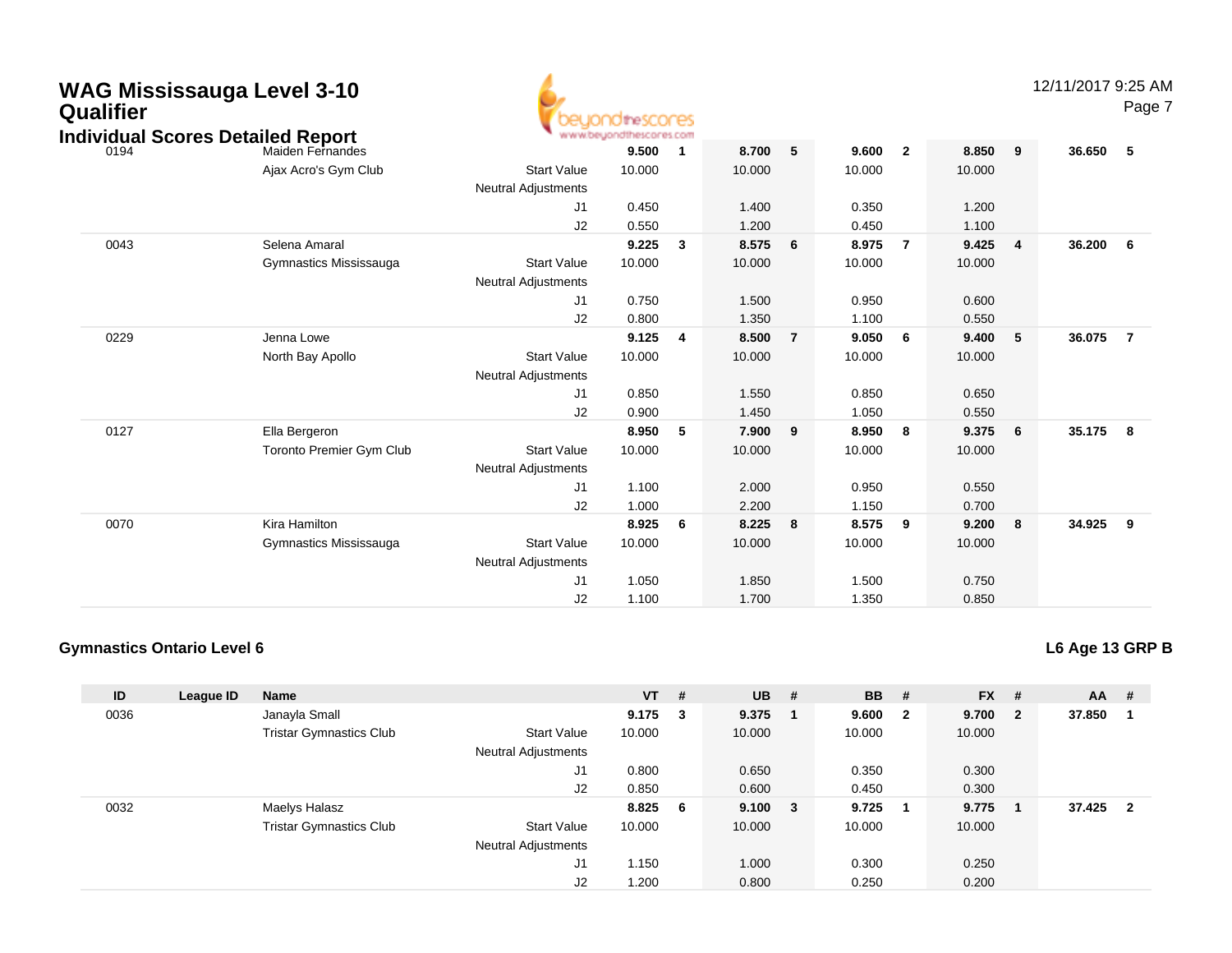# WAG Mississauga Level 3-10 Qualifier

## Individual Scores Detailed Report

| ID | League ID | Name | | VT | # | UB | # | BB | # | FX | # | AA | # |
|---|---|---|---|---|---|---|---|---|---|---|---|---|---|
| 0194 | | Maiden Fernandes | | **9.500** | **1** | **8.700** | **5** | **9.600** | **2** | **8.850** | **9** | **36.650** | **5** |
| | | Ajax Acro's Gym Club | Start Value | 10.000 | | 10.000 | | 10.000 | | 10.000 | | | |
| | | | Neutral Adjustments | | | | | | | | | | |
| | | | J1 | 0.450 | | 1.400 | | 0.350 | | 1.200 | | | |
| | | | J2 | 0.550 | | 1.200 | | 0.450 | | 1.100 | | | |
| 0043 | | Selena Amaral | | **9.225** | **3** | **8.575** | **6** | **8.975** | **7** | **9.425** | **4** | **36.200** | **6** |
| | | Gymnastics Mississauga | Start Value | 10.000 | | 10.000 | | 10.000 | | 10.000 | | | |
| | | | Neutral Adjustments | | | | | | | | | | |
| | | | J1 | 0.750 | | 1.500 | | 0.950 | | 0.600 | | | |
| | | | J2 | 0.800 | | 1.350 | | 1.100 | | 0.550 | | | |
| 0229 | | Jenna Lowe | | **9.125** | **4** | **8.500** | **7** | **9.050** | **6** | **9.400** | **5** | **36.075** | **7** |
| | | North Bay Apollo | Start Value | 10.000 | | 10.000 | | 10.000 | | 10.000 | | | |
| | | | Neutral Adjustments | | | | | | | | | | |
| | | | J1 | 0.850 | | 1.550 | | 0.850 | | 0.650 | | | |
| | | | J2 | 0.900 | | 1.450 | | 1.050 | | 0.550 | | | |
| 0127 | | Ella Bergeron | | **8.950** | **5** | **7.900** | **9** | **8.950** | **8** | **9.375** | **6** | **35.175** | **8** |
| | | Toronto Premier Gym Club | Start Value | 10.000 | | 10.000 | | 10.000 | | 10.000 | | | |
| | | | Neutral Adjustments | | | | | | | | | | |
| | | | J1 | 1.100 | | 2.000 | | 0.950 | | 0.550 | | | |
| | | | J2 | 1.000 | | 2.200 | | 1.150 | | 0.700 | | | |
| 0070 | | Kira Hamilton | | **8.925** | **6** | **8.225** | **8** | **8.575** | **9** | **9.200** | **8** | **34.925** | **9** |
| | | Gymnastics Mississauga | Start Value | 10.000 | | 10.000 | | 10.000 | | 10.000 | | | |
| | | | Neutral Adjustments | | | | | | | | | | |
| | | | J1 | 1.050 | | 1.850 | | 1.500 | | 0.750 | | | |
| | | | J2 | 1.100 | | 1.700 | | 1.350 | | 0.850 | | | |

### Gymnastics Ontario Level 6

**L6 Age 13 GRP B**

| ID | League ID | Name | | VT | # | UB | # | BB | # | FX | # | AA | # |
|---|---|---|---|---|---|---|---|---|---|---|---|---|---|
| 0036 | | Janayla Small | | **9.175** | **3** | **9.375** | **1** | **9.600** | **2** | **9.700** | **2** | **37.850** | **1** |
| | | Tristar Gymnastics Club | Start Value | 10.000 | | 10.000 | | 10.000 | | 10.000 | | | |
| | | | Neutral Adjustments | | | | | | | | | | |
| | | | J1 | 0.800 | | 0.650 | | 0.350 | | 0.300 | | | |
| | | | J2 | 0.850 | | 0.600 | | 0.450 | | 0.300 | | | |
| 0032 | | Maelys Halasz | | **8.825** | **6** | **9.100** | **3** | **9.725** | **1** | **9.775** | **1** | **37.425** | **2** |
| | | Tristar Gymnastics Club | Start Value | 10.000 | | 10.000 | | 10.000 | | 10.000 | | | |
| | | | Neutral Adjustments | | | | | | | | | | |
| | | | J1 | 1.150 | | 1.000 | | 0.300 | | 0.250 | | | |
| | | | J2 | 1.200 | | 0.800 | | 0.250 | | 0.200 | | | |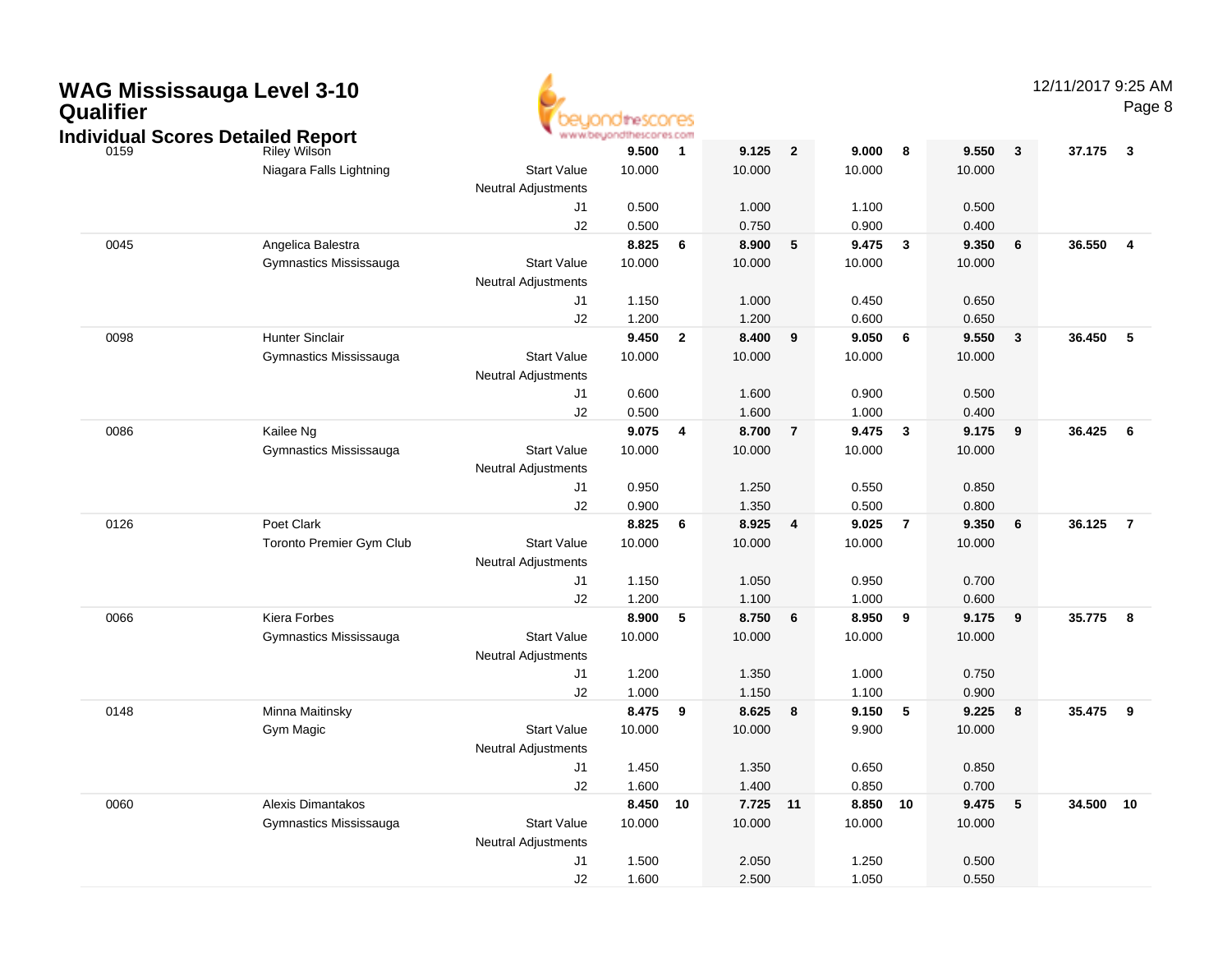# WAG Mississauga Level 3-10 Qualifier

## Individual Scores Detailed Report

| # | Name / Club | | Vault | Rank | Bars | Rank | Beam | Rank | Floor | Rank | AA | Rank |
|---|---|---|---|---|---|---|---|---|---|---|---|---|
| 0159 | Riley Wilson | | **9.500** | **1** | **9.125** | **2** | **9.000** | **8** | **9.550** | **3** | **37.175** | **3** |
| | Niagara Falls Lightning | Start Value | 10.000 | | 10.000 | | 10.000 | | 10.000 | | | |
| | | Neutral Adjustments | | | | | | | | | | |
| | | J1 | 0.500 | | 1.000 | | 1.100 | | 0.500 | | | |
| | | J2 | 0.500 | | 0.750 | | 0.900 | | 0.400 | | | |
| 0045 | Angelica Balestra | | **8.825** | **6** | **8.900** | **5** | **9.475** | **3** | **9.350** | **6** | **36.550** | **4** |
| | Gymnastics Mississauga | Start Value | 10.000 | | 10.000 | | 10.000 | | 10.000 | | | |
| | | Neutral Adjustments | | | | | | | | | | |
| | | J1 | 1.150 | | 1.000 | | 0.450 | | 0.650 | | | |
| | | J2 | 1.200 | | 1.200 | | 0.600 | | 0.650 | | | |
| 0098 | Hunter Sinclair | | **9.450** | **2** | **8.400** | **9** | **9.050** | **6** | **9.550** | **3** | **36.450** | **5** |
| | Gymnastics Mississauga | Start Value | 10.000 | | 10.000 | | 10.000 | | 10.000 | | | |
| | | Neutral Adjustments | | | | | | | | | | |
| | | J1 | 0.600 | | 1.600 | | 0.900 | | 0.500 | | | |
| | | J2 | 0.500 | | 1.600 | | 1.000 | | 0.400 | | | |
| 0086 | Kailee Ng | | **9.075** | **4** | **8.700** | **7** | **9.475** | **3** | **9.175** | **9** | **36.425** | **6** |
| | Gymnastics Mississauga | Start Value | 10.000 | | 10.000 | | 10.000 | | 10.000 | | | |
| | | Neutral Adjustments | | | | | | | | | | |
| | | J1 | 0.950 | | 1.250 | | 0.550 | | 0.850 | | | |
| | | J2 | 0.900 | | 1.350 | | 0.500 | | 0.800 | | | |
| 0126 | Poet Clark | | **8.825** | **6** | **8.925** | **4** | **9.025** | **7** | **9.350** | **6** | **36.125** | **7** |
| | Toronto Premier Gym Club | Start Value | 10.000 | | 10.000 | | 10.000 | | 10.000 | | | |
| | | Neutral Adjustments | | | | | | | | | | |
| | | J1 | 1.150 | | 1.050 | | 0.950 | | 0.700 | | | |
| | | J2 | 1.200 | | 1.100 | | 1.000 | | 0.600 | | | |
| 0066 | Kiera Forbes | | **8.900** | **5** | **8.750** | **6** | **8.950** | **9** | **9.175** | **9** | **35.775** | **8** |
| | Gymnastics Mississauga | Start Value | 10.000 | | 10.000 | | 10.000 | | 10.000 | | | |
| | | Neutral Adjustments | | | | | | | | | | |
| | | J1 | 1.200 | | 1.350 | | 1.000 | | 0.750 | | | |
| | | J2 | 1.000 | | 1.150 | | 1.100 | | 0.900 | | | |
| 0148 | Minna Maitinsky | | **8.475** | **9** | **8.625** | **8** | **9.150** | **5** | **9.225** | **8** | **35.475** | **9** |
| | Gym Magic | Start Value | 10.000 | | 10.000 | | 9.900 | | 10.000 | | | |
| | | Neutral Adjustments | | | | | | | | | | |
| | | J1 | 1.450 | | 1.350 | | 0.650 | | 0.850 | | | |
| | | J2 | 1.600 | | 1.400 | | 0.850 | | 0.700 | | | |
| 0060 | Alexis Dimantakos | | **8.450** | **10** | **7.725** | **11** | **8.850** | **10** | **9.475** | **5** | **34.500** | **10** |
| | Gymnastics Mississauga | Start Value | 10.000 | | 10.000 | | 10.000 | | 10.000 | | | |
| | | Neutral Adjustments | | | | | | | | | | |
| | | J1 | 1.500 | | 2.050 | | 1.250 | | 0.500 | | | |
| | | J2 | 1.600 | | 2.500 | | 1.050 | | 0.550 | | | |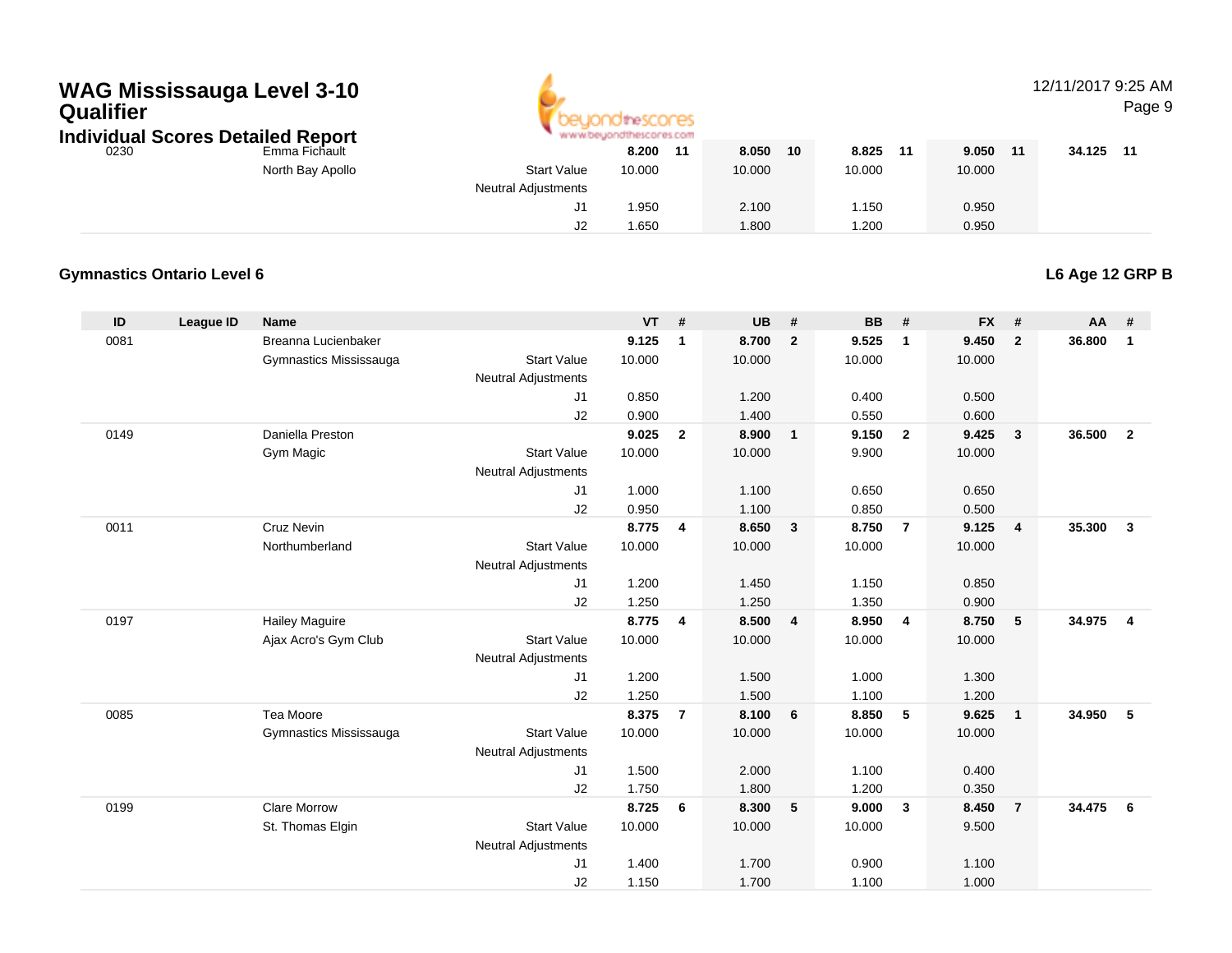# WAG Mississauga Level 3-10 Qualifier

## Individual Scores Detailed Report

| ID | League ID | Name | | VT | # | UB | # | BB | # | FX | # | AA | # |
|---|---|---|---|---|---|---|---|---|---|---|---|---|---|
| 0230 | | Emma Fichault | | **8.200** | **11** | **8.050** | **10** | **8.825** | **11** | **9.050** | **11** | **34.125** | **11** |
| | | North Bay Apollo | Start Value | 10.000 | | 10.000 | | 10.000 | | 10.000 | | | |
| | | | Neutral Adjustments | | | | | | | | | | |
| | | | J1 | 1.950 | | 2.100 | | 1.150 | | 0.950 | | | |
| | | | J2 | 1.650 | | 1.800 | | 1.200 | | 0.950 | | | |

### Gymnastics Ontario Level 6

**L6 Age 12 GRP B**

| ID | League ID | Name | | VT | # | UB | # | BB | # | FX | # | AA | # |
|---|---|---|---|---|---|---|---|---|---|---|---|---|---|
| 0081 | | Breanna Lucienbaker | | **9.125** | **1** | **8.700** | **2** | **9.525** | **1** | **9.450** | **2** | **36.800** | **1** |
| | | Gymnastics Mississauga | Start Value | 10.000 | | 10.000 | | 10.000 | | 10.000 | | | |
| | | | Neutral Adjustments | | | | | | | | | | |
| | | | J1 | 0.850 | | 1.200 | | 0.400 | | 0.500 | | | |
| | | | J2 | 0.900 | | 1.400 | | 0.550 | | 0.600 | | | |
| 0149 | | Daniella Preston | | **9.025** | **2** | **8.900** | **1** | **9.150** | **2** | **9.425** | **3** | **36.500** | **2** |
| | | Gym Magic | Start Value | 10.000 | | 10.000 | | 9.900 | | 10.000 | | | |
| | | | Neutral Adjustments | | | | | | | | | | |
| | | | J1 | 1.000 | | 1.100 | | 0.650 | | 0.650 | | | |
| | | | J2 | 0.950 | | 1.100 | | 0.850 | | 0.500 | | | |
| 0011 | | Cruz Nevin | | **8.775** | **4** | **8.650** | **3** | **8.750** | **7** | **9.125** | **4** | **35.300** | **3** |
| | | Northumberland | Start Value | 10.000 | | 10.000 | | 10.000 | | 10.000 | | | |
| | | | Neutral Adjustments | | | | | | | | | | |
| | | | J1 | 1.200 | | 1.450 | | 1.150 | | 0.850 | | | |
| | | | J2 | 1.250 | | 1.250 | | 1.350 | | 0.900 | | | |
| 0197 | | Hailey Maguire | | **8.775** | **4** | **8.500** | **4** | **8.950** | **4** | **8.750** | **5** | **34.975** | **4** |
| | | Ajax Acro's Gym Club | Start Value | 10.000 | | 10.000 | | 10.000 | | 10.000 | | | |
| | | | Neutral Adjustments | | | | | | | | | | |
| | | | J1 | 1.200 | | 1.500 | | 1.000 | | 1.300 | | | |
| | | | J2 | 1.250 | | 1.500 | | 1.100 | | 1.200 | | | |
| 0085 | | Tea Moore | | **8.375** | **7** | **8.100** | **6** | **8.850** | **5** | **9.625** | **1** | **34.950** | **5** |
| | | Gymnastics Mississauga | Start Value | 10.000 | | 10.000 | | 10.000 | | 10.000 | | | |
| | | | Neutral Adjustments | | | | | | | | | | |
| | | | J1 | 1.500 | | 2.000 | | 1.100 | | 0.400 | | | |
| | | | J2 | 1.750 | | 1.800 | | 1.200 | | 0.350 | | | |
| 0199 | | Clare Morrow | | **8.725** | **6** | **8.300** | **5** | **9.000** | **3** | **8.450** | **7** | **34.475** | **6** |
| | | St. Thomas Elgin | Start Value | 10.000 | | 10.000 | | 10.000 | | 9.500 | | | |
| | | | Neutral Adjustments | | | | | | | | | | |
| | | | J1 | 1.400 | | 1.700 | | 0.900 | | 1.100 | | | |
| | | | J2 | 1.150 | | 1.700 | | 1.100 | | 1.000 | | | |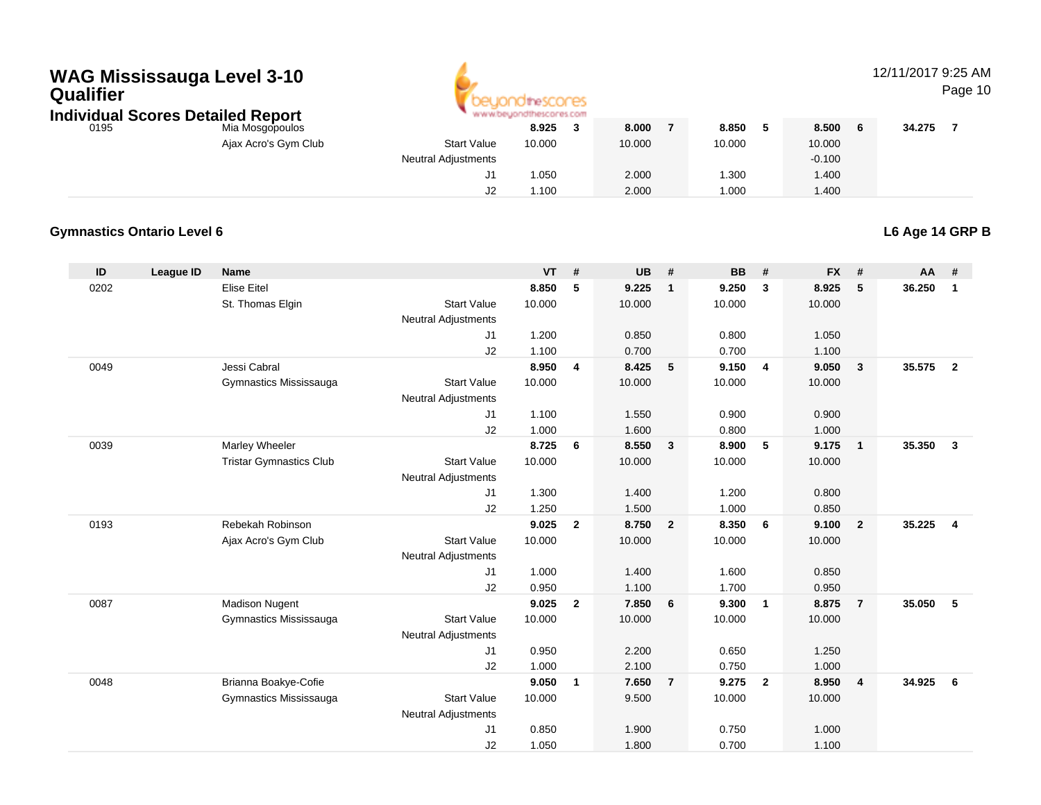# WAG Mississauga Level 3-10 Qualifier

## Individual Scores Detailed Report

| ID | League ID | Name | | VT | # | UB | # | BB | # | FX | # | AA | # |
|---|---|---|---|---|---|---|---|---|---|---|---|---|---|
| 0195 | | Mia Mosgopoulos | | **8.925** | **3** | **8.000** | **7** | **8.850** | **5** | **8.500** | **6** | **34.275** | **7** |
| | | Ajax Acro's Gym Club | Start Value | 10.000 | | 10.000 | | 10.000 | | 10.000 | | | |
| | | | Neutral Adjustments | | | | | | | -0.100 | | | |
| | | | J1 | 1.050 | | 2.000 | | 1.300 | | 1.400 | | | |
| | | | J2 | 1.100 | | 2.000 | | 1.000 | | 1.400 | | | |

### Gymnastics Ontario Level 6

**L6 Age 14 GRP B**

| ID | League ID | Name | | VT | # | UB | # | BB | # | FX | # | AA | # |
|---|---|---|---|---|---|---|---|---|---|---|---|---|---|
| 0202 | | Elise Eitel | | **8.850** | **5** | **9.225** | **1** | **9.250** | **3** | **8.925** | **5** | **36.250** | **1** |
| | | St. Thomas Elgin | Start Value | 10.000 | | 10.000 | | 10.000 | | 10.000 | | | |
| | | | Neutral Adjustments | | | | | | | | | | |
| | | | J1 | 1.200 | | 0.850 | | 0.800 | | 1.050 | | | |
| | | | J2 | 1.100 | | 0.700 | | 0.700 | | 1.100 | | | |
| 0049 | | Jessi Cabral | | **8.950** | **4** | **8.425** | **5** | **9.150** | **4** | **9.050** | **3** | **35.575** | **2** |
| | | Gymnastics Mississauga | Start Value | 10.000 | | 10.000 | | 10.000 | | 10.000 | | | |
| | | | Neutral Adjustments | | | | | | | | | | |
| | | | J1 | 1.100 | | 1.550 | | 0.900 | | 0.900 | | | |
| | | | J2 | 1.000 | | 1.600 | | 0.800 | | 1.000 | | | |
| 0039 | | Marley Wheeler | | **8.725** | **6** | **8.550** | **3** | **8.900** | **5** | **9.175** | **1** | **35.350** | **3** |
| | | Tristar Gymnastics Club | Start Value | 10.000 | | 10.000 | | 10.000 | | 10.000 | | | |
| | | | Neutral Adjustments | | | | | | | | | | |
| | | | J1 | 1.300 | | 1.400 | | 1.200 | | 0.800 | | | |
| | | | J2 | 1.250 | | 1.500 | | 1.000 | | 0.850 | | | |
| 0193 | | Rebekah Robinson | | **9.025** | **2** | **8.750** | **2** | **8.350** | **6** | **9.100** | **2** | **35.225** | **4** |
| | | Ajax Acro's Gym Club | Start Value | 10.000 | | 10.000 | | 10.000 | | 10.000 | | | |
| | | | Neutral Adjustments | | | | | | | | | | |
| | | | J1 | 1.000 | | 1.400 | | 1.600 | | 0.850 | | | |
| | | | J2 | 0.950 | | 1.100 | | 1.700 | | 0.950 | | | |
| 0087 | | Madison Nugent | | **9.025** | **2** | **7.850** | **6** | **9.300** | **1** | **8.875** | **7** | **35.050** | **5** |
| | | Gymnastics Mississauga | Start Value | 10.000 | | 10.000 | | 10.000 | | 10.000 | | | |
| | | | Neutral Adjustments | | | | | | | | | | |
| | | | J1 | 0.950 | | 2.200 | | 0.650 | | 1.250 | | | |
| | | | J2 | 1.000 | | 2.100 | | 0.750 | | 1.000 | | | |
| 0048 | | Brianna Boakye-Cofie | | **9.050** | **1** | **7.650** | **7** | **9.275** | **2** | **8.950** | **4** | **34.925** | **6** |
| | | Gymnastics Mississauga | Start Value | 10.000 | | 9.500 | | 10.000 | | 10.000 | | | |
| | | | Neutral Adjustments | | | | | | | | | | |
| | | | J1 | 0.850 | | 1.900 | | 0.750 | | 1.000 | | | |
| | | | J2 | 1.050 | | 1.800 | | 0.700 | | 1.100 | | | |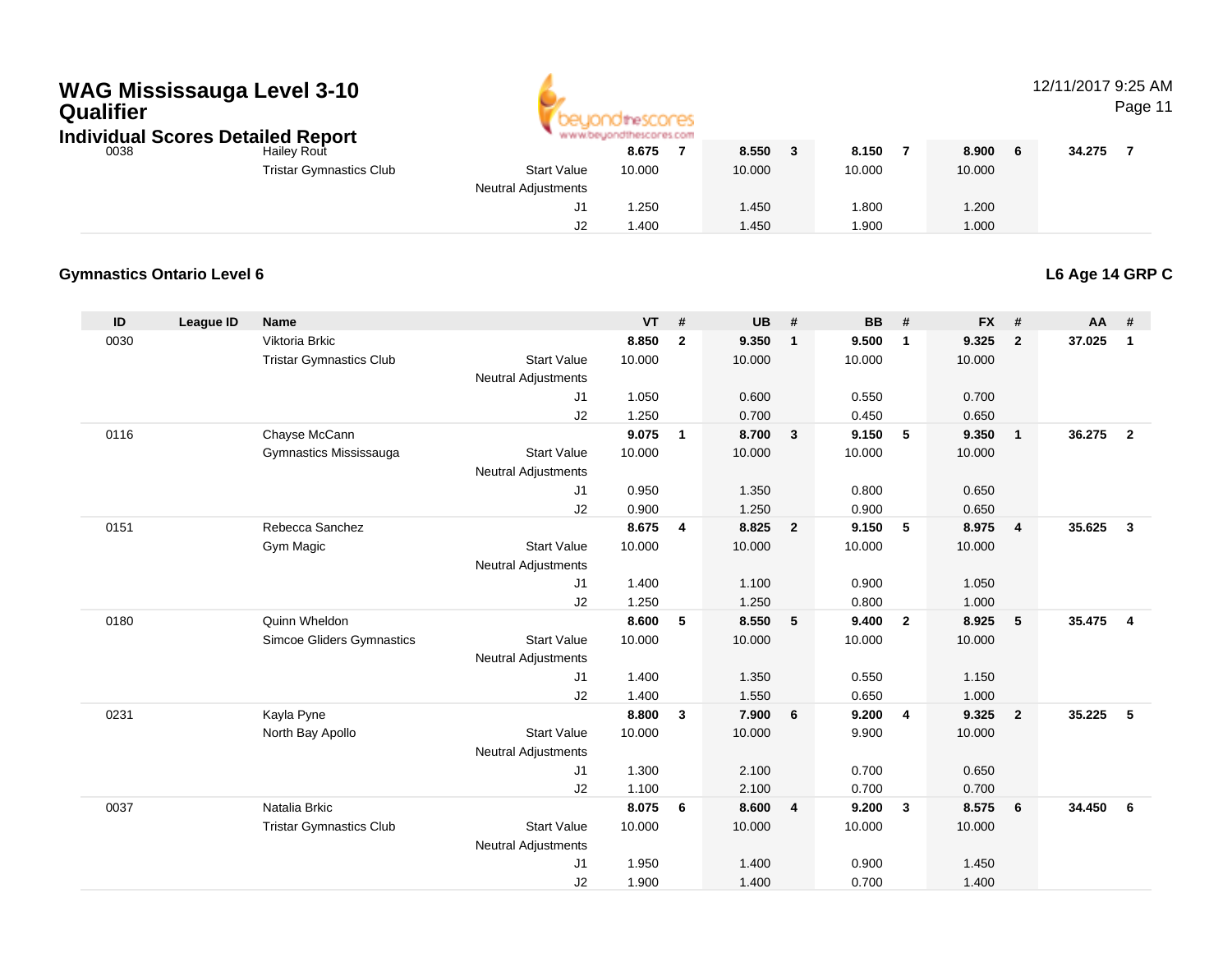# WAG Mississauga Level 3-10 Qualifier

## Individual Scores Detailed Report

12/11/2017 9:25 AM

| ID | League ID | Name | | VT | # | UB | # | BB | # | FX | # | AA | # |
|---|---|---|---|---|---|---|---|---|---|---|---|---|---|
| 0038 | | Hailey Rout | | 8.675 | 7 | 8.550 | 3 | 8.150 | 7 | 8.900 | 6 | 34.275 | 7 |
| | | Tristar Gymnastics Club | Start Value | 10.000 | | 10.000 | | 10.000 | | 10.000 | | | |
| | | | Neutral Adjustments | | | | | | | | | | |
| | | | J1 | 1.250 | | 1.450 | | 1.800 | | 1.200 | | | |
| | | | J2 | 1.400 | | 1.450 | | 1.900 | | 1.000 | | | |

### Gymnastics Ontario Level 6

**L6 Age 14 GRP C**

| ID | League ID | Name | | VT | # | UB | # | BB | # | FX | # | AA | # |
|---|---|---|---|---|---|---|---|---|---|---|---|---|---|
| 0030 | | Viktoria Brkic | | 8.850 | 2 | 9.350 | 1 | 9.500 | 1 | 9.325 | 2 | 37.025 | 1 |
| | | Tristar Gymnastics Club | Start Value | 10.000 | | 10.000 | | 10.000 | | 10.000 | | | |
| | | | Neutral Adjustments | | | | | | | | | | |
| | | | J1 | 1.050 | | 0.600 | | 0.550 | | 0.700 | | | |
| | | | J2 | 1.250 | | 0.700 | | 0.450 | | 0.650 | | | |
| 0116 | | Chayse McCann | | 9.075 | 1 | 8.700 | 3 | 9.150 | 5 | 9.350 | 1 | 36.275 | 2 |
| | | Gymnastics Mississauga | Start Value | 10.000 | | 10.000 | | 10.000 | | 10.000 | | | |
| | | | Neutral Adjustments | | | | | | | | | | |
| | | | J1 | 0.950 | | 1.350 | | 0.800 | | 0.650 | | | |
| | | | J2 | 0.900 | | 1.250 | | 0.900 | | 0.650 | | | |
| 0151 | | Rebecca Sanchez | | 8.675 | 4 | 8.825 | 2 | 9.150 | 5 | 8.975 | 4 | 35.625 | 3 |
| | | Gym Magic | Start Value | 10.000 | | 10.000 | | 10.000 | | 10.000 | | | |
| | | | Neutral Adjustments | | | | | | | | | | |
| | | | J1 | 1.400 | | 1.100 | | 0.900 | | 1.050 | | | |
| | | | J2 | 1.250 | | 1.250 | | 0.800 | | 1.000 | | | |
| 0180 | | Quinn Wheldon | | 8.600 | 5 | 8.550 | 5 | 9.400 | 2 | 8.925 | 5 | 35.475 | 4 |
| | | Simcoe Gliders Gymnastics | Start Value | 10.000 | | 10.000 | | 10.000 | | 10.000 | | | |
| | | | Neutral Adjustments | | | | | | | | | | |
| | | | J1 | 1.400 | | 1.350 | | 0.550 | | 1.150 | | | |
| | | | J2 | 1.400 | | 1.550 | | 0.650 | | 1.000 | | | |
| 0231 | | Kayla Pyne | | 8.800 | 3 | 7.900 | 6 | 9.200 | 4 | 9.325 | 2 | 35.225 | 5 |
| | | North Bay Apollo | Start Value | 10.000 | | 10.000 | | 9.900 | | 10.000 | | | |
| | | | Neutral Adjustments | | | | | | | | | | |
| | | | J1 | 1.300 | | 2.100 | | 0.700 | | 0.650 | | | |
| | | | J2 | 1.100 | | 2.100 | | 0.700 | | 0.700 | | | |
| 0037 | | Natalia Brkic | | 8.075 | 6 | 8.600 | 4 | 9.200 | 3 | 8.575 | 6 | 34.450 | 6 |
| | | Tristar Gymnastics Club | Start Value | 10.000 | | 10.000 | | 10.000 | | 10.000 | | | |
| | | | Neutral Adjustments | | | | | | | | | | |
| | | | J1 | 1.950 | | 1.400 | | 0.900 | | 1.450 | | | |
| | | | J2 | 1.900 | | 1.400 | | 0.700 | | 1.400 | | | |